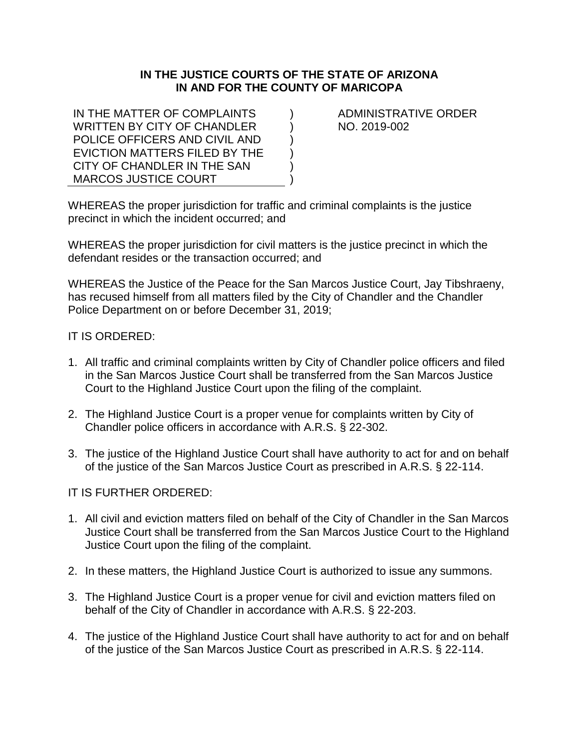**IN THE JUSTICE COURTS OF THE STATE OF ARIZONA**
**IN AND FOR THE COUNTY OF MARICOPA**

| | | |
|---|---|---|
| IN THE MATTER OF COMPLAINTS WRITTEN BY CITY OF CHANDLER POLICE OFFICERS AND CIVIL AND EVICTION MATTERS FILED BY THE CITY OF CHANDLER IN THE SAN MARCOS JUSTICE COURT | ) | ADMINISTRATIVE ORDER NO. 2019-002 |

WHEREAS the proper jurisdiction for traffic and criminal complaints is the justice precinct in which the incident occurred; and

WHEREAS the proper jurisdiction for civil matters is the justice precinct in which the defendant resides or the transaction occurred; and

WHEREAS the Justice of the Peace for the San Marcos Justice Court, Jay Tibshraeny, has recused himself from all matters filed by the City of Chandler and the Chandler Police Department on or before December 31, 2019;

IT IS ORDERED:

1. All traffic and criminal complaints written by City of Chandler police officers and filed in the San Marcos Justice Court shall be transferred from the San Marcos Justice Court to the Highland Justice Court upon the filing of the complaint.

2. The Highland Justice Court is a proper venue for complaints written by City of Chandler police officers in accordance with A.R.S. § 22-302.

3. The justice of the Highland Justice Court shall have authority to act for and on behalf of the justice of the San Marcos Justice Court as prescribed in A.R.S. § 22-114.

IT IS FURTHER ORDERED:

1. All civil and eviction matters filed on behalf of the City of Chandler in the San Marcos Justice Court shall be transferred from the San Marcos Justice Court to the Highland Justice Court upon the filing of the complaint.

2. In these matters, the Highland Justice Court is authorized to issue any summons.

3. The Highland Justice Court is a proper venue for civil and eviction matters filed on behalf of the City of Chandler in accordance with A.R.S. § 22-203.

4. The justice of the Highland Justice Court shall have authority to act for and on behalf of the justice of the San Marcos Justice Court as prescribed in A.R.S. § 22-114.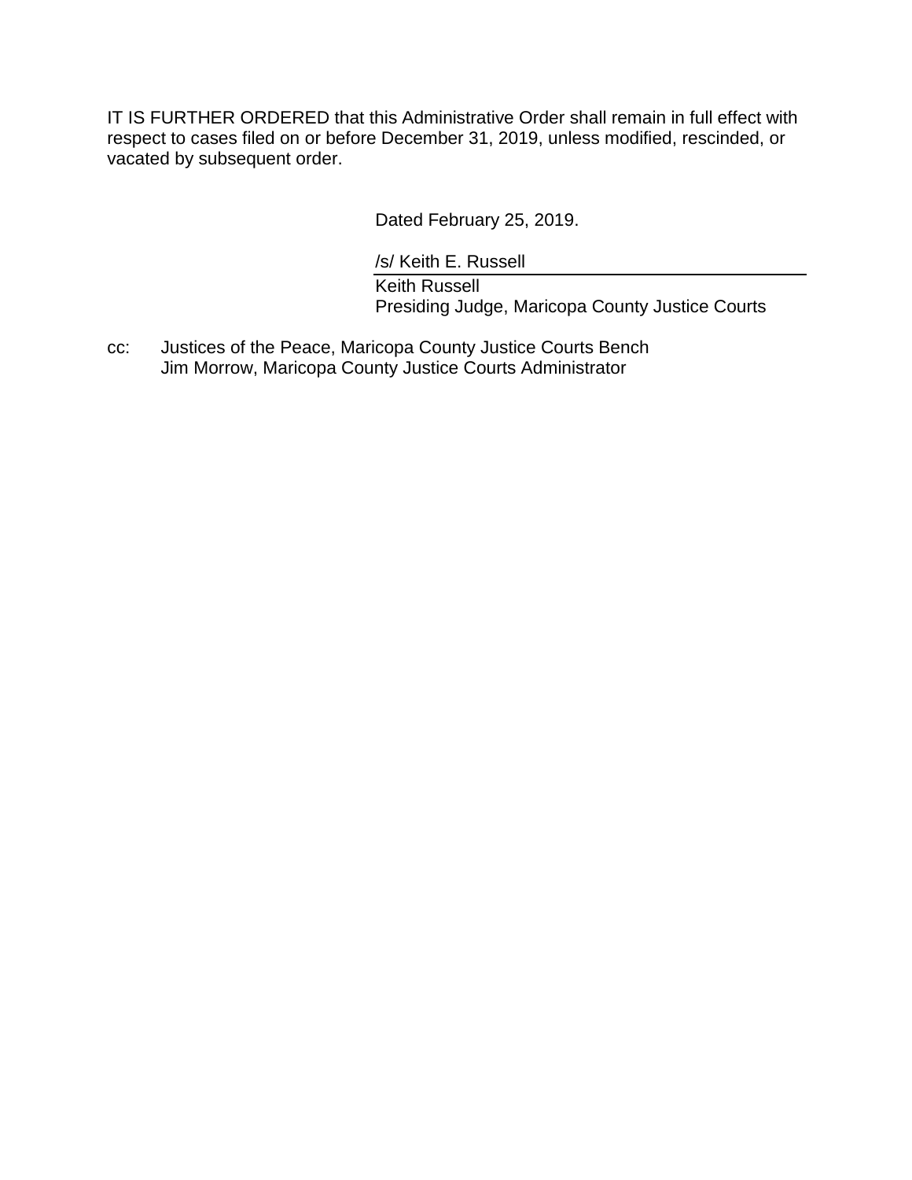IT IS FURTHER ORDERED that this Administrative Order shall remain in full effect with respect to cases filed on or before December 31, 2019, unless modified, rescinded, or vacated by subsequent order.

Dated February 25, 2019.

/s/ Keith E. Russell

Keith Russell
Presiding Judge, Maricopa County Justice Courts

cc: Justices of the Peace, Maricopa County Justice Courts Bench
Jim Morrow, Maricopa County Justice Courts Administrator